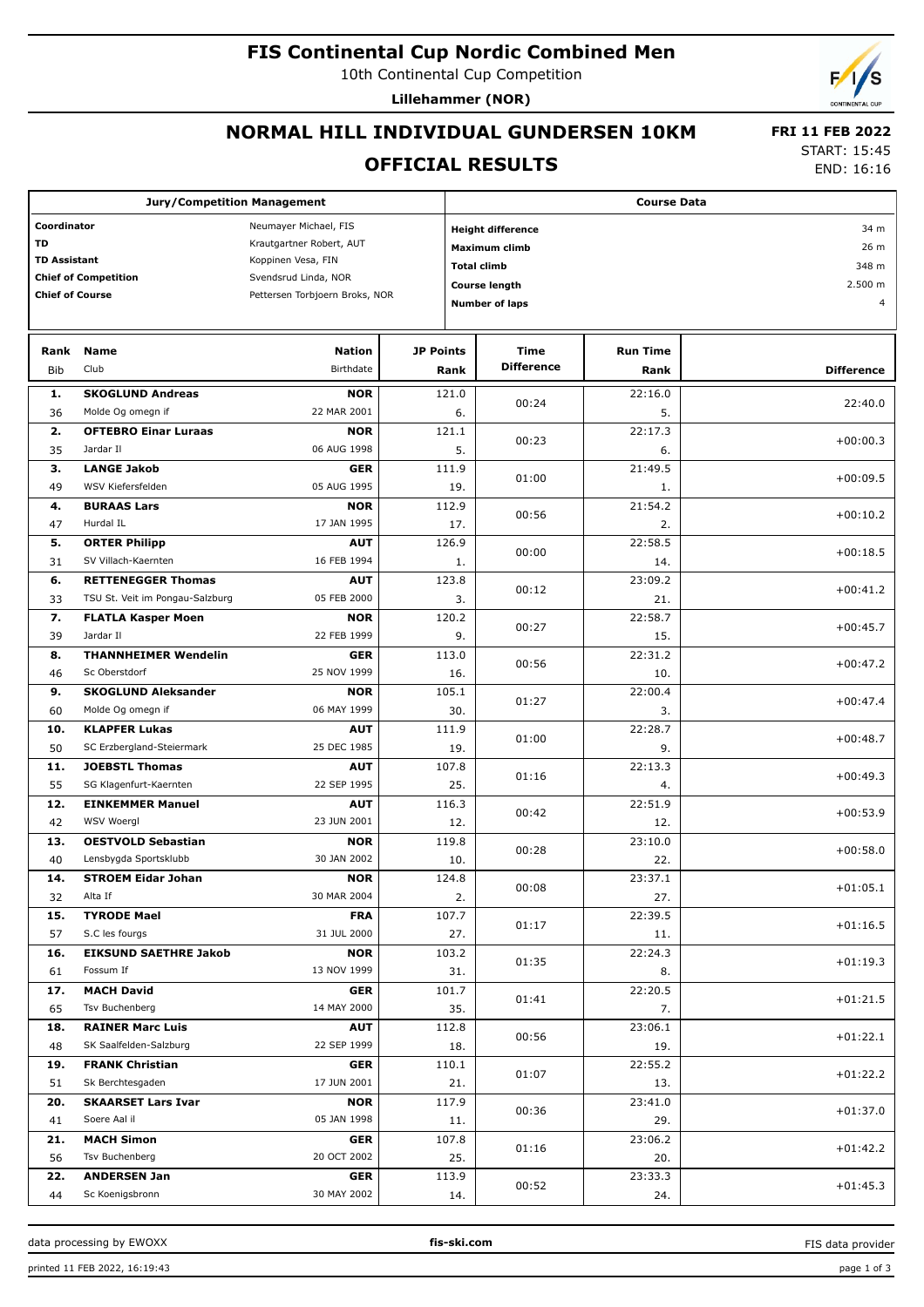# FIS Continental Cup Nordic Combined Men

10th Continental Cup Competition

**Lillehammer (NOR)**

## NORMAL HILL INDIVIDUAL GUNDERSEN 10KM

## OFFICIAL RESULTS

**FRI 11 FEB 2022**
START: 15:45
END: 16:16

| Jury/Competition Management | |
|---|---|
| Coordinator | Neumayer Michael, FIS |
| TD | Krautgartner Robert, AUT |
| TD Assistant | Koppinen Vesa, FIN |
| Chief of Competition | Svendsrud Linda, NOR |
| Chief of Course | Pettersen Torbjoern Broks, NOR |

| Course Data | |
|---|---|
| Height difference | 34 m |
| Maximum climb | 26 m |
| Total climb | 348 m |
| Course length | 2.500 m |
| Number of laps | 4 |

| Rank | Bib | Name | Club | Nation | Birthdate | JP Points | JP Rank | Time Difference | Run Time | Run Rank | Difference |
|---|---|---|---|---|---|---|---|---|---|---|---|
| 1. | 36 | SKOGLUND Andreas | Molde Og omegn if | NOR | 22 MAR 2001 | 121.0 | 6. | 00:24 | 22:16.0 | 5. | 22:40.0 |
| 2. | 35 | OFTEBRO Einar Luraas | Jardar Il | NOR | 06 AUG 1998 | 121.1 | 5. | 00:23 | 22:17.3 | 6. | +00:00.3 |
| 3. | 49 | LANGE Jakob | WSV Kiefersfelden | GER | 05 AUG 1995 | 111.9 | 19. | 01:00 | 21:49.5 | 1. | +00:09.5 |
| 4. | 47 | BURAAS Lars | Hurdal IL | NOR | 17 JAN 1995 | 112.9 | 17. | 00:56 | 21:54.2 | 2. | +00:10.2 |
| 5. | 31 | ORTER Philipp | SV Villach-Kaernten | AUT | 16 FEB 1994 | 126.9 | 1. | 00:00 | 22:58.5 | 14. | +00:18.5 |
| 6. | 33 | RETTENEGGER Thomas | TSU St. Veit im Pongau-Salzburg | AUT | 05 FEB 2000 | 123.8 | 3. | 00:12 | 23:09.2 | 21. | +00:41.2 |
| 7. | 39 | FLATLA Kasper Moen | Jardar Il | NOR | 22 FEB 1999 | 120.2 | 9. | 00:27 | 22:58.7 | 15. | +00:45.7 |
| 8. | 46 | THANNHEIMER Wendelin | Sc Oberstdorf | GER | 25 NOV 1999 | 113.0 | 16. | 00:56 | 22:31.2 | 10. | +00:47.2 |
| 9. | 60 | SKOGLUND Aleksander | Molde Og omegn if | NOR | 06 MAY 1999 | 105.1 | 30. | 01:27 | 22:00.4 | 3. | +00:47.4 |
| 10. | 50 | KLAPFER Lukas | SC Erzbergland-Steiermark | AUT | 25 DEC 1985 | 111.9 | 19. | 01:00 | 22:28.7 | 9. | +00:48.7 |
| 11. | 55 | JOEBSTL Thomas | SG Klagenfurt-Kaernten | AUT | 22 SEP 1995 | 107.8 | 25. | 01:16 | 22:13.3 | 4. | +00:49.3 |
| 12. | 42 | EINKEMMER Manuel | WSV Woergl | AUT | 23 JUN 2001 | 116.3 | 12. | 00:42 | 22:51.9 | 12. | +00:53.9 |
| 13. | 40 | OESTVOLD Sebastian | Lensbygda Sportsklubb | NOR | 30 JAN 2002 | 119.8 | 10. | 00:28 | 23:10.0 | 22. | +00:58.0 |
| 14. | 32 | STROEM Eidar Johan | Alta If | NOR | 30 MAR 2004 | 124.8 | 2. | 00:08 | 23:37.1 | 27. | +01:05.1 |
| 15. | 57 | TYRODE Mael | S.C les fourgs | FRA | 31 JUL 2000 | 107.7 | 27. | 01:17 | 22:39.5 | 11. | +01:16.5 |
| 16. | 61 | EIKSUND SAETHRE Jakob | Fossum If | NOR | 13 NOV 1999 | 103.2 | 31. | 01:35 | 22:24.3 | 8. | +01:19.3 |
| 17. | 65 | MACH David | Tsv Buchenberg | GER | 14 MAY 2000 | 101.7 | 35. | 01:41 | 22:20.5 | 7. | +01:21.5 |
| 18. | 48 | RAINER Marc Luis | SK Saalfelden-Salzburg | AUT | 22 SEP 1999 | 112.8 | 18. | 00:56 | 23:06.1 | 19. | +01:22.1 |
| 19. | 51 | FRANK Christian | Sk Berchtesgaden | GER | 17 JUN 2001 | 110.1 | 21. | 01:07 | 22:55.2 | 13. | +01:22.2 |
| 20. | 41 | SKAARSET Lars Ivar | Soere Aal il | NOR | 05 JAN 1998 | 117.9 | 11. | 00:36 | 23:41.0 | 29. | +01:37.0 |
| 21. | 56 | MACH Simon | Tsv Buchenberg | GER | 20 OCT 2002 | 107.8 | 25. | 01:16 | 23:06.2 | 20. | +01:42.2 |
| 22. | 44 | ANDERSEN Jan | Sc Koenigsbronn | GER | 30 MAY 2002 | 113.9 | 14. | 00:52 | 23:33.3 | 24. | +01:45.3 |

data processing by EWOXX — fis-ski.com — FIS data provider

printed 11 FEB 2022, 16:19:43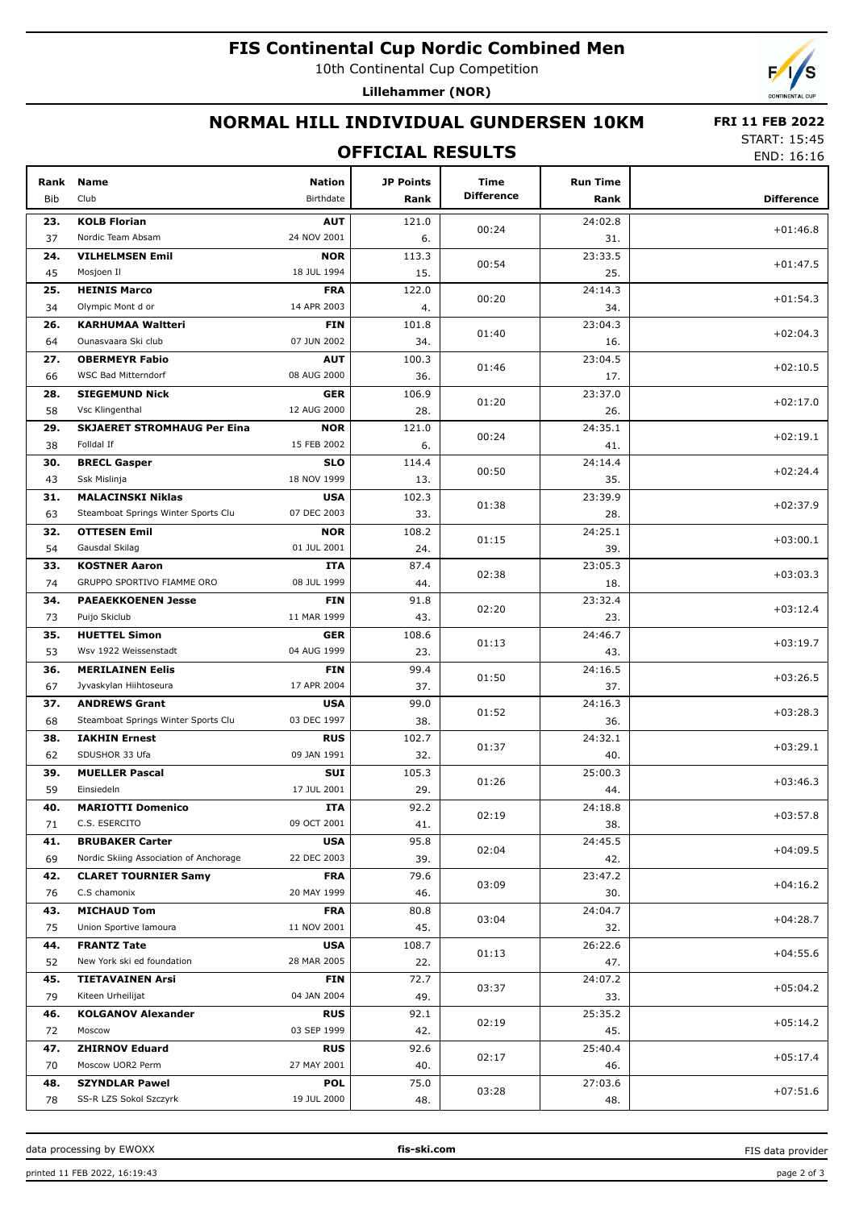# FIS Continental Cup Nordic Combined Men

10th Continental Cup Competition

**Lillehammer (NOR)**

## NORMAL HILL INDIVIDUAL GUNDERSEN 10KM

**FRI 11 FEB 2022**

START: 15:45
END: 16:16

## OFFICIAL RESULTS

| Rank | Bib | Name | Club | Nation | Birthdate | JP Points | JP Rank | Time Difference | Run Time | Run Rank | Difference |
|---|---|---|---|---|---|---|---|---|---|---|---|
| 23. | 37 | **KOLB Florian** | Nordic Team Absam | **AUT** | 24 NOV 2001 | 121.0 | 6. | 00:24 | 24:02.8 | 31. | +01:46.8 |
| 24. | 45 | **VILHELMSEN Emil** | Mosjoen Il | **NOR** | 18 JUL 1994 | 113.3 | 15. | 00:54 | 23:33.5 | 25. | +01:47.5 |
| 25. | 34 | **HEINIS Marco** | Olympic Mont d or | **FRA** | 14 APR 2003 | 122.0 | 4. | 00:20 | 24:14.3 | 34. | +01:54.3 |
| 26. | 64 | **KARHUMAA Waltteri** | Ounasvaara Ski club | **FIN** | 07 JUN 2002 | 101.8 | 34. | 01:40 | 23:04.3 | 16. | +02:04.3 |
| 27. | 66 | **OBERMEYR Fabio** | WSC Bad Mitterndorf | **AUT** | 08 AUG 2000 | 100.3 | 36. | 01:46 | 23:04.5 | 17. | +02:10.5 |
| 28. | 58 | **SIEGEMUND Nick** | Vsc Klingenthal | **GER** | 12 AUG 2000 | 106.9 | 28. | 01:20 | 23:37.0 | 26. | +02:17.0 |
| 29. | 38 | **SKJAERET STROMHAUG Per Eina** | Folldal If | **NOR** | 15 FEB 2002 | 121.0 | 6. | 00:24 | 24:35.1 | 41. | +02:19.1 |
| 30. | 43 | **BRECL Gasper** | Ssk Mislinja | **SLO** | 18 NOV 1999 | 114.4 | 13. | 00:50 | 24:14.4 | 35. | +02:24.4 |
| 31. | 63 | **MALACINSKI Niklas** | Steamboat Springs Winter Sports Clu | **USA** | 07 DEC 2003 | 102.3 | 33. | 01:38 | 23:39.9 | 28. | +02:37.9 |
| 32. | 54 | **OTTESEN Emil** | Gausdal Skilag | **NOR** | 01 JUL 2001 | 108.2 | 24. | 01:15 | 24:25.1 | 39. | +03:00.1 |
| 33. | 74 | **KOSTNER Aaron** | GRUPPO SPORTIVO FIAMME ORO | **ITA** | 08 JUL 1999 | 87.4 | 44. | 02:38 | 23:05.3 | 18. | +03:03.3 |
| 34. | 73 | **PAEAEKKOENEN Jesse** | Puijo Skiclub | **FIN** | 11 MAR 1999 | 91.8 | 43. | 02:20 | 23:32.4 | 23. | +03:12.4 |
| 35. | 53 | **HUETTEL Simon** | Wsv 1922 Weissenstadt | **GER** | 04 AUG 1999 | 108.6 | 23. | 01:13 | 24:46.7 | 43. | +03:19.7 |
| 36. | 67 | **MERILAINEN Eelis** | Jyvaskylan Hiihtoseura | **FIN** | 17 APR 2004 | 99.4 | 37. | 01:50 | 24:16.5 | 37. | +03:26.5 |
| 37. | 68 | **ANDREWS Grant** | Steamboat Springs Winter Sports Clu | **USA** | 03 DEC 1997 | 99.0 | 38. | 01:52 | 24:16.3 | 36. | +03:28.3 |
| 38. | 62 | **IAKHIN Ernest** | SDUSHOR 33 Ufa | **RUS** | 09 JAN 1991 | 102.7 | 32. | 01:37 | 24:32.1 | 40. | +03:29.1 |
| 39. | 59 | **MUELLER Pascal** | Einsiedeln | **SUI** | 17 JUL 2001 | 105.3 | 29. | 01:26 | 25:00.3 | 44. | +03:46.3 |
| 40. | 71 | **MARIOTTI Domenico** | C.S. ESERCITO | **ITA** | 09 OCT 2001 | 92.2 | 41. | 02:19 | 24:18.8 | 38. | +03:57.8 |
| 41. | 69 | **BRUBAKER Carter** | Nordic Skiing Association of Anchorage | **USA** | 22 DEC 2003 | 95.8 | 39. | 02:04 | 24:45.5 | 42. | +04:09.5 |
| 42. | 76 | **CLARET TOURNIER Samy** | C.S chamonix | **FRA** | 20 MAY 1999 | 79.6 | 46. | 03:09 | 23:47.2 | 30. | +04:16.2 |
| 43. | 75 | **MICHAUD Tom** | Union Sportive lamoura | **FRA** | 11 NOV 2001 | 80.8 | 45. | 03:04 | 24:04.7 | 32. | +04:28.7 |
| 44. | 52 | **FRANTZ Tate** | New York ski ed foundation | **USA** | 28 MAR 2005 | 108.7 | 22. | 01:13 | 26:22.6 | 47. | +04:55.6 |
| 45. | 79 | **TIETAVAINEN Arsi** | Kiteen Urheilijat | **FIN** | 04 JAN 2004 | 72.7 | 49. | 03:37 | 24:07.2 | 33. | +05:04.2 |
| 46. | 72 | **KOLGANOV Alexander** | Moscow | **RUS** | 03 SEP 1999 | 92.1 | 42. | 02:19 | 25:35.2 | 45. | +05:14.2 |
| 47. | 70 | **ZHIRNOV Eduard** | Moscow UOR2 Perm | **RUS** | 27 MAY 2001 | 92.6 | 40. | 02:17 | 25:40.4 | 46. | +05:17.4 |
| 48. | 78 | **SZYNDLAR Pawel** | SS-R LZS Sokol Szczyrk | **POL** | 19 JUL 2000 | 75.0 | 48. | 03:28 | 27:03.6 | 48. | +07:51.6 |

data processing by EWOXX | fis-ski.com | FIS data provider

printed 11 FEB 2022, 16:19:43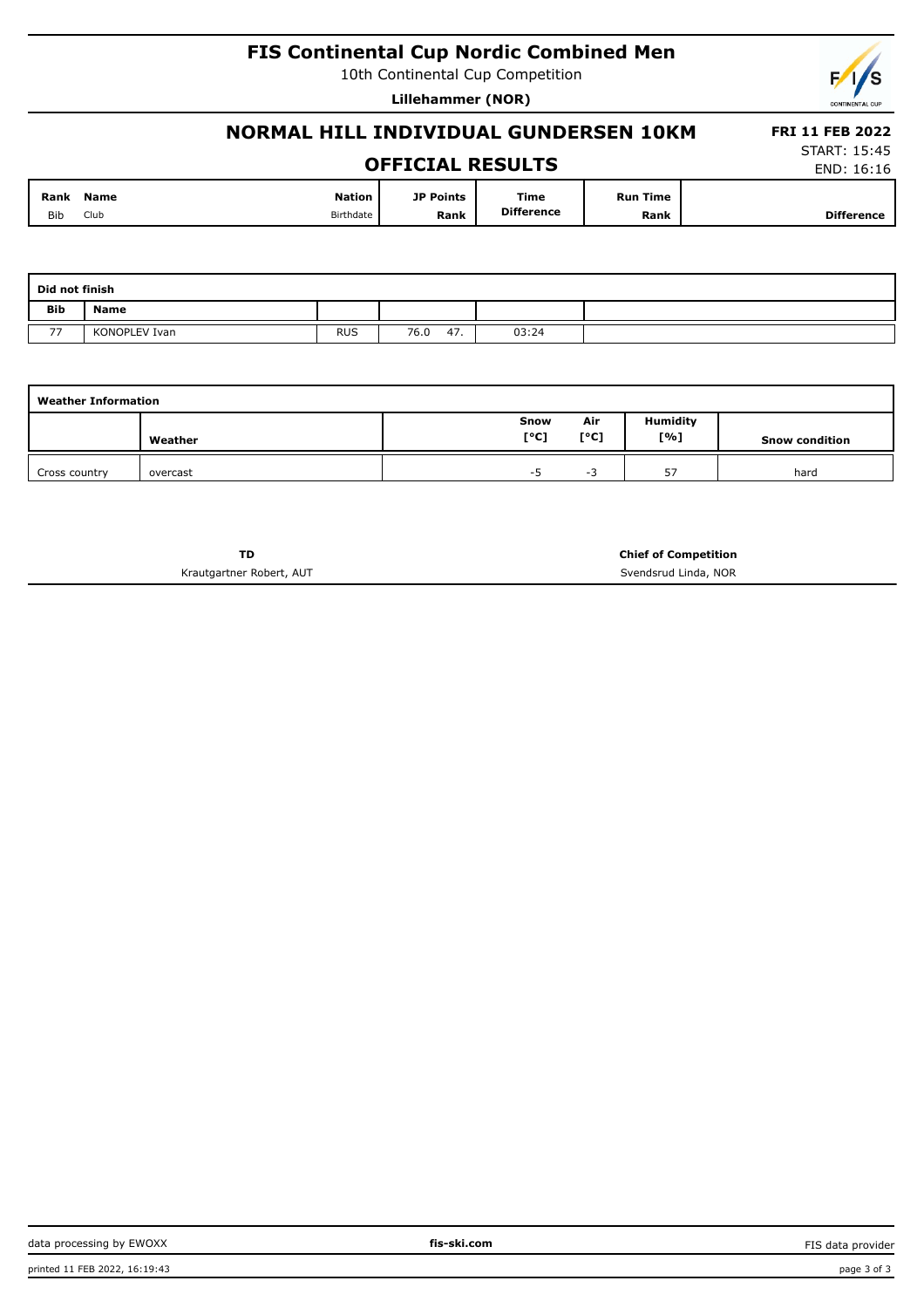# FIS Continental Cup Nordic Combined Men

10th Continental Cup Competition

**Lillehammer (NOR)**

## NORMAL HILL INDIVIDUAL GUNDERSEN 10KM

**FRI 11 FEB 2022**
START: 15:45
END: 16:16

## OFFICIAL RESULTS

| Rank / Bib | Name / Club | Nation / Birthdate | JP Points / Rank | Time Difference | Run Time / Rank | Difference |
|---|---|---|---|---|---|---|

**Did not finish**

| Bib | Name | | | | |
|---|---|---|---|---|---|
| 77 | KONOPLEV Ivan | RUS | 76.0 47. | 03:24 | |

**Weather Information**

| | Weather | Snow [°C] | Air [°C] | Humidity [%] | Snow condition |
|---|---|---|---|---|---|
| Cross country | overcast | -5 | -3 | 57 | hard |

**TD**
Krautgartner Robert, AUT

**Chief of Competition**
Svendsrud Linda, NOR

data processing by EWOXX | fis-ski.com | FIS data provider

printed 11 FEB 2022, 16:19:43